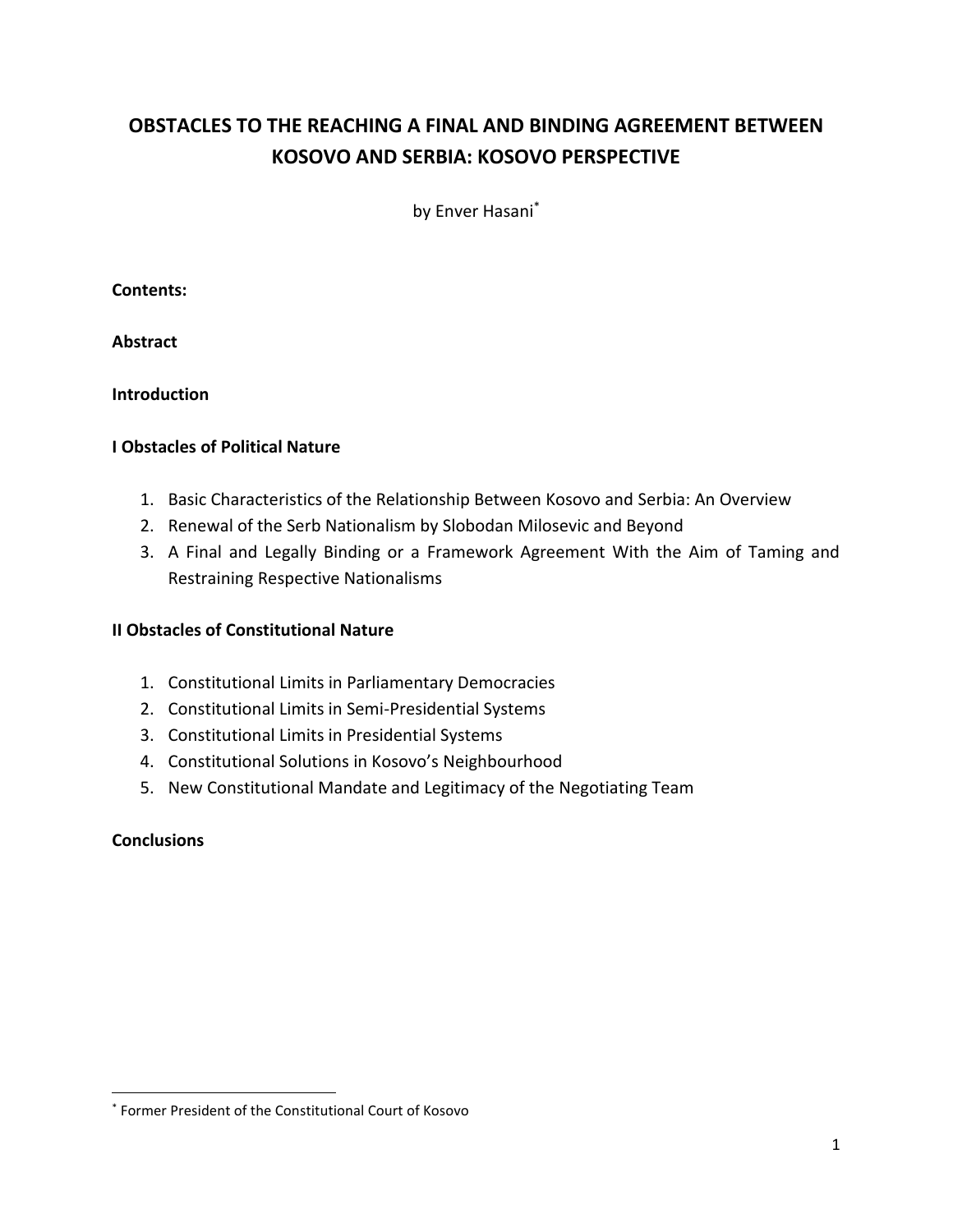# OBSTACLES TO THE REACHING A FINAL AND BINDING AGREEMENT BETWEEN KOSOVO AND SERBIA: KOSOVO PERSPECTIVE

by Enver Hasani*

**Contents:**

**Abstract**

**Introduction**

**I Obstacles of Political Nature**

1. Basic Characteristics of the Relationship Between Kosovo and Serbia: An Overview
2. Renewal of the Serb Nationalism by Slobodan Milosevic and Beyond
3. A Final and Legally Binding or a Framework Agreement With the Aim of Taming and Restraining Respective Nationalisms

**II Obstacles of Constitutional Nature**

1. Constitutional Limits in Parliamentary Democracies
2. Constitutional Limits in Semi-Presidential Systems
3. Constitutional Limits in Presidential Systems
4. Constitutional Solutions in Kosovo's Neighbourhood
5. New Constitutional Mandate and Legitimacy of the Negotiating Team

**Conclusions**

---

* Former President of the Constitutional Court of Kosovo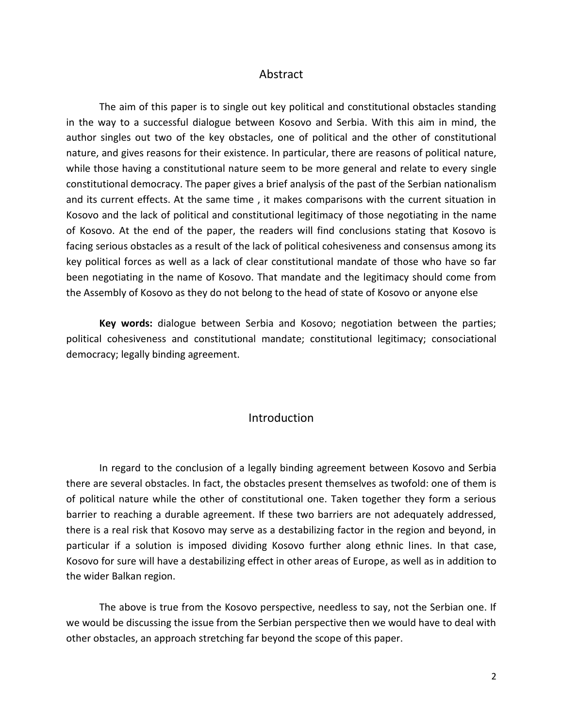## Abstract

The aim of this paper is to single out key political and constitutional obstacles standing in the way to a successful dialogue between Kosovo and Serbia. With this aim in mind, the author singles out two of the key obstacles, one of political and the other of constitutional nature, and gives reasons for their existence. In particular, there are reasons of political nature, while those having a constitutional nature seem to be more general and relate to every single constitutional democracy. The paper gives a brief analysis of the past of the Serbian nationalism and its current effects. At the same time , it makes comparisons with the current situation in Kosovo and the lack of political and constitutional legitimacy of those negotiating in the name of Kosovo. At the end of the paper, the readers will find conclusions stating that Kosovo is facing serious obstacles as a result of the lack of political cohesiveness and consensus among its key political forces as well as a lack of clear constitutional mandate of those who have so far been negotiating in the name of Kosovo. That mandate and the legitimacy should come from the Assembly of Kosovo as they do not belong to the head of state of Kosovo or anyone else

**Key words:** dialogue between Serbia and Kosovo; negotiation between the parties; political cohesiveness and constitutional mandate; constitutional legitimacy; consociational democracy; legally binding agreement.

## Introduction

In regard to the conclusion of a legally binding agreement between Kosovo and Serbia there are several obstacles. In fact, the obstacles present themselves as twofold: one of them is of political nature while the other of constitutional one. Taken together they form a serious barrier to reaching a durable agreement. If these two barriers are not adequately addressed, there is a real risk that Kosovo may serve as a destabilizing factor in the region and beyond, in particular if a solution is imposed dividing Kosovo further along ethnic lines. In that case, Kosovo for sure will have a destabilizing effect in other areas of Europe, as well as in addition to the wider Balkan region.

The above is true from the Kosovo perspective, needless to say, not the Serbian one. If we would be discussing the issue from the Serbian perspective then we would have to deal with other obstacles, an approach stretching far beyond the scope of this paper.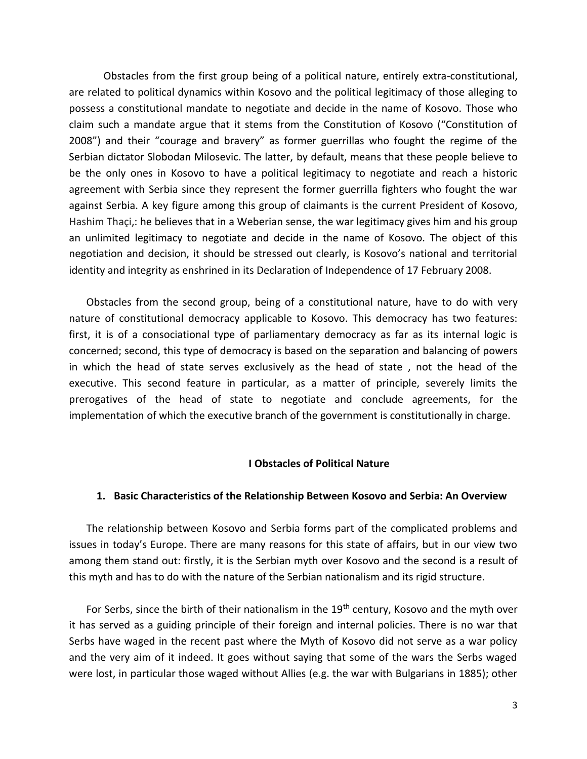Obstacles from the first group being of a political nature, entirely extra-constitutional, are related to political dynamics within Kosovo and the political legitimacy of those alleging to possess a constitutional mandate to negotiate and decide in the name of Kosovo. Those who claim such a mandate argue that it stems from the Constitution of Kosovo ("Constitution of 2008") and their "courage and bravery" as former guerrillas who fought the regime of the Serbian dictator Slobodan Milosevic. The latter, by default, means that these people believe to be the only ones in Kosovo to have a political legitimacy to negotiate and reach a historic agreement with Serbia since they represent the former guerrilla fighters who fought the war against Serbia. A key figure among this group of claimants is the current President of Kosovo, Hashim Thaçi,: he believes that in a Weberian sense, the war legitimacy gives him and his group an unlimited legitimacy to negotiate and decide in the name of Kosovo. The object of this negotiation and decision, it should be stressed out clearly, is Kosovo's national and territorial identity and integrity as enshrined in its Declaration of Independence of 17 February 2008.

Obstacles from the second group, being of a constitutional nature, have to do with very nature of constitutional democracy applicable to Kosovo. This democracy has two features: first, it is of a consociational type of parliamentary democracy as far as its internal logic is concerned; second, this type of democracy is based on the separation and balancing of powers in which the head of state serves exclusively as the head of state , not the head of the executive. This second feature in particular, as a matter of principle, severely limits the prerogatives of the head of state to negotiate and conclude agreements, for the implementation of which the executive branch of the government is constitutionally in charge.

## I Obstacles of Political Nature

### 1. Basic Characteristics of the Relationship Between Kosovo and Serbia: An Overview

The relationship between Kosovo and Serbia forms part of the complicated problems and issues in today's Europe. There are many reasons for this state of affairs, but in our view two among them stand out: firstly, it is the Serbian myth over Kosovo and the second is a result of this myth and has to do with the nature of the Serbian nationalism and its rigid structure.

For Serbs, since the birth of their nationalism in the 19th century, Kosovo and the myth over it has served as a guiding principle of their foreign and internal policies. There is no war that Serbs have waged in the recent past where the Myth of Kosovo did not serve as a war policy and the very aim of it indeed. It goes without saying that some of the wars the Serbs waged were lost, in particular those waged without Allies (e.g. the war with Bulgarians in 1885); other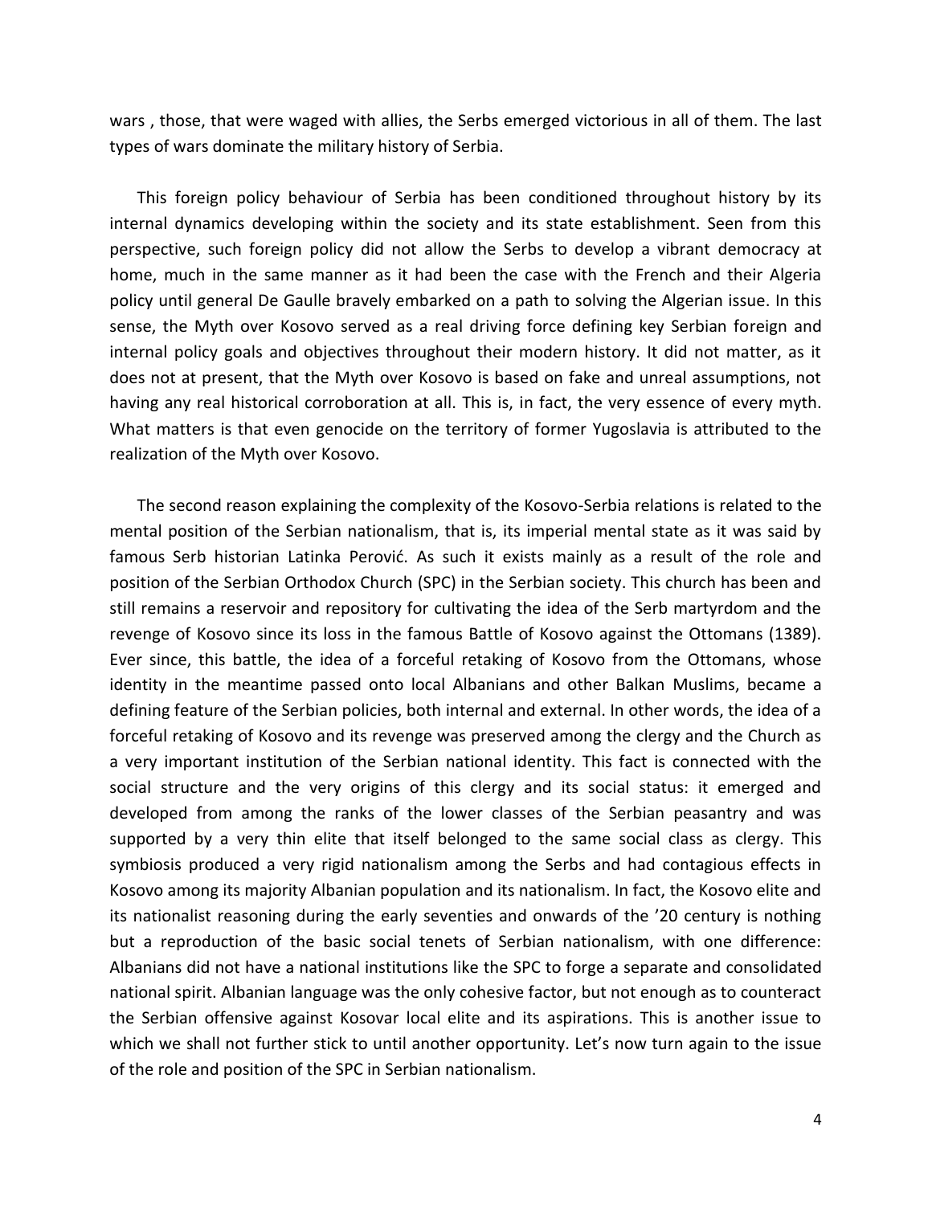wars , those, that were waged with allies, the Serbs emerged victorious in all of them. The last types of wars dominate the military history of Serbia.

This foreign policy behaviour of Serbia has been conditioned throughout history by its internal dynamics developing within the society and its state establishment. Seen from this perspective, such foreign policy did not allow the Serbs to develop a vibrant democracy at home, much in the same manner as it had been the case with the French and their Algeria policy until general De Gaulle bravely embarked on a path to solving the Algerian issue. In this sense, the Myth over Kosovo served as a real driving force defining key Serbian foreign and internal policy goals and objectives throughout their modern history. It did not matter, as it does not at present, that the Myth over Kosovo is based on fake and unreal assumptions, not having any real historical corroboration at all. This is, in fact, the very essence of every myth. What matters is that even genocide on the territory of former Yugoslavia is attributed to the realization of the Myth over Kosovo.

The second reason explaining the complexity of the Kosovo-Serbia relations is related to the mental position of the Serbian nationalism, that is, its imperial mental state as it was said by famous Serb historian Latinka Perović. As such it exists mainly as a result of the role and position of the Serbian Orthodox Church (SPC) in the Serbian society. This church has been and still remains a reservoir and repository for cultivating the idea of the Serb martyrdom and the revenge of Kosovo since its loss in the famous Battle of Kosovo against the Ottomans (1389). Ever since, this battle, the idea of a forceful retaking of Kosovo from the Ottomans, whose identity in the meantime passed onto local Albanians and other Balkan Muslims, became a defining feature of the Serbian policies, both internal and external. In other words, the idea of a forceful retaking of Kosovo and its revenge was preserved among the clergy and the Church as a very important institution of the Serbian national identity. This fact is connected with the social structure and the very origins of this clergy and its social status: it emerged and developed from among the ranks of the lower classes of the Serbian peasantry and was supported by a very thin elite that itself belonged to the same social class as clergy. This symbiosis produced a very rigid nationalism among the Serbs and had contagious effects in Kosovo among its majority Albanian population and its nationalism. In fact, the Kosovo elite and its nationalist reasoning during the early seventies and onwards of the '20 century is nothing but a reproduction of the basic social tenets of Serbian nationalism, with one difference: Albanians did not have a national institutions like the SPC to forge a separate and consolidated national spirit. Albanian language was the only cohesive factor, but not enough as to counteract the Serbian offensive against Kosovar local elite and its aspirations. This is another issue to which we shall not further stick to until another opportunity. Let's now turn again to the issue of the role and position of the SPC in Serbian nationalism.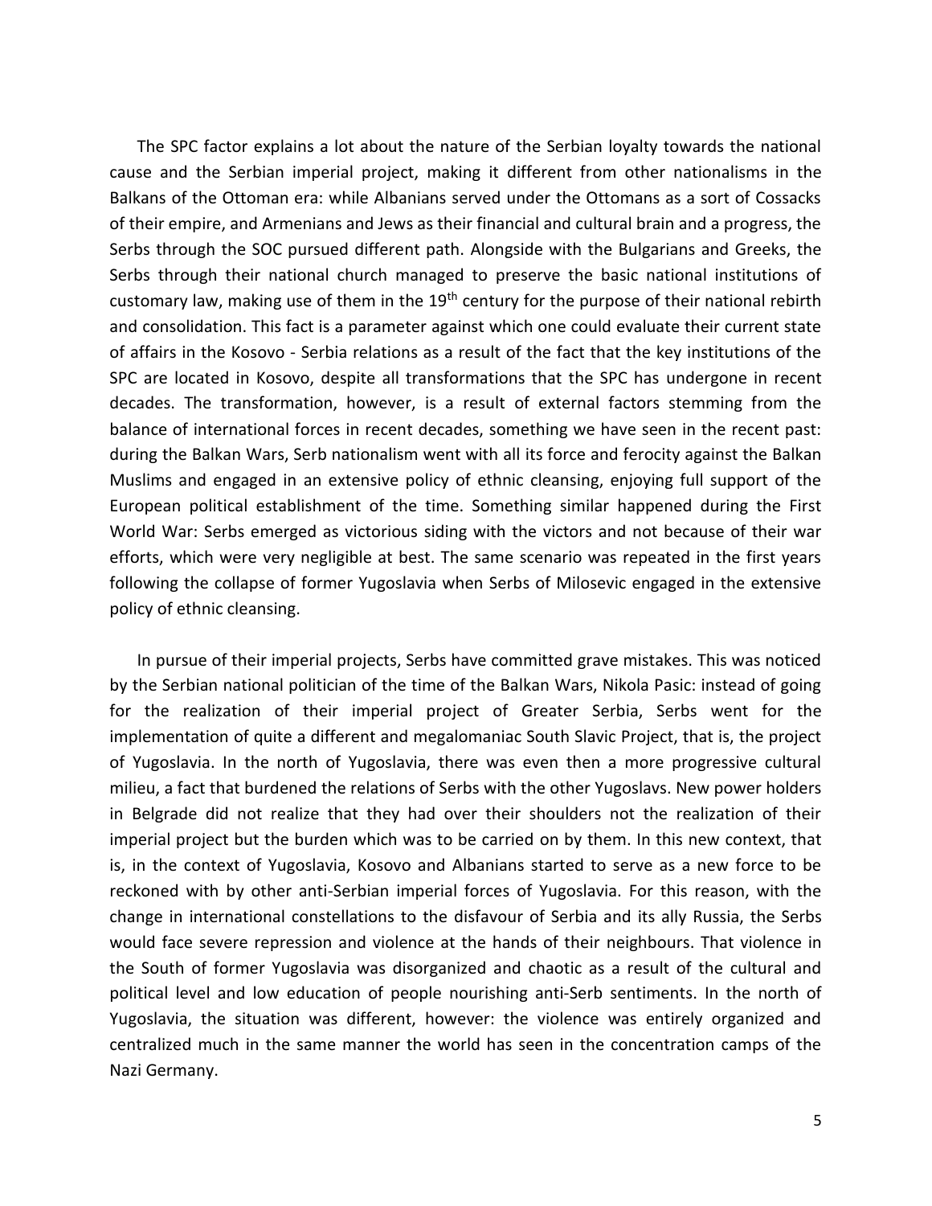The SPC factor explains a lot about the nature of the Serbian loyalty towards the national cause and the Serbian imperial project, making it different from other nationalisms in the Balkans of the Ottoman era: while Albanians served under the Ottomans as a sort of Cossacks of their empire, and Armenians and Jews as their financial and cultural brain and a progress, the Serbs through the SOC pursued different path. Alongside with the Bulgarians and Greeks, the Serbs through their national church managed to preserve the basic national institutions of customary law, making use of them in the 19th century for the purpose of their national rebirth and consolidation. This fact is a parameter against which one could evaluate their current state of affairs in the Kosovo - Serbia relations as a result of the fact that the key institutions of the SPC are located in Kosovo, despite all transformations that the SPC has undergone in recent decades. The transformation, however, is a result of external factors stemming from the balance of international forces in recent decades, something we have seen in the recent past: during the Balkan Wars, Serb nationalism went with all its force and ferocity against the Balkan Muslims and engaged in an extensive policy of ethnic cleansing, enjoying full support of the European political establishment of the time. Something similar happened during the First World War: Serbs emerged as victorious siding with the victors and not because of their war efforts, which were very negligible at best. The same scenario was repeated in the first years following the collapse of former Yugoslavia when Serbs of Milosevic engaged in the extensive policy of ethnic cleansing.

In pursue of their imperial projects, Serbs have committed grave mistakes. This was noticed by the Serbian national politician of the time of the Balkan Wars, Nikola Pasic: instead of going for the realization of their imperial project of Greater Serbia, Serbs went for the implementation of quite a different and megalomaniac South Slavic Project, that is, the project of Yugoslavia. In the north of Yugoslavia, there was even then a more progressive cultural milieu, a fact that burdened the relations of Serbs with the other Yugoslavs. New power holders in Belgrade did not realize that they had over their shoulders not the realization of their imperial project but the burden which was to be carried on by them. In this new context, that is, in the context of Yugoslavia, Kosovo and Albanians started to serve as a new force to be reckoned with by other anti-Serbian imperial forces of Yugoslavia. For this reason, with the change in international constellations to the disfavour of Serbia and its ally Russia, the Serbs would face severe repression and violence at the hands of their neighbours. That violence in the South of former Yugoslavia was disorganized and chaotic as a result of the cultural and political level and low education of people nourishing anti-Serb sentiments. In the north of Yugoslavia, the situation was different, however: the violence was entirely organized and centralized much in the same manner the world has seen in the concentration camps of the Nazi Germany.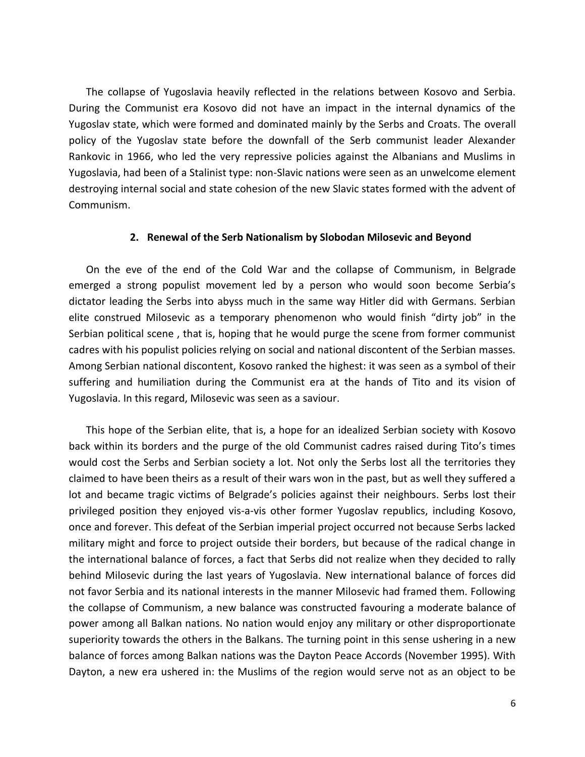The collapse of Yugoslavia heavily reflected in the relations between Kosovo and Serbia. During the Communist era Kosovo did not have an impact in the internal dynamics of the Yugoslav state, which were formed and dominated mainly by the Serbs and Croats. The overall policy of the Yugoslav state before the downfall of the Serb communist leader Alexander Rankovic in 1966, who led the very repressive policies against the Albanians and Muslims in Yugoslavia, had been of a Stalinist type: non-Slavic nations were seen as an unwelcome element destroying internal social and state cohesion of the new Slavic states formed with the advent of Communism.

## 2. Renewal of the Serb Nationalism by Slobodan Milosevic and Beyond

On the eve of the end of the Cold War and the collapse of Communism, in Belgrade emerged a strong populist movement led by a person who would soon become Serbia's dictator leading the Serbs into abyss much in the same way Hitler did with Germans. Serbian elite construed Milosevic as a temporary phenomenon who would finish "dirty job" in the Serbian political scene , that is, hoping that he would purge the scene from former communist cadres with his populist policies relying on social and national discontent of the Serbian masses. Among Serbian national discontent, Kosovo ranked the highest: it was seen as a symbol of their suffering and humiliation during the Communist era at the hands of Tito and its vision of Yugoslavia. In this regard, Milosevic was seen as a saviour.

This hope of the Serbian elite, that is, a hope for an idealized Serbian society with Kosovo back within its borders and the purge of the old Communist cadres raised during Tito's times would cost the Serbs and Serbian society a lot. Not only the Serbs lost all the territories they claimed to have been theirs as a result of their wars won in the past, but as well they suffered a lot and became tragic victims of Belgrade's policies against their neighbours. Serbs lost their privileged position they enjoyed vis-a-vis other former Yugoslav republics, including Kosovo, once and forever. This defeat of the Serbian imperial project occurred not because Serbs lacked military might and force to project outside their borders, but because of the radical change in the international balance of forces, a fact that Serbs did not realize when they decided to rally behind Milosevic during the last years of Yugoslavia. New international balance of forces did not favor Serbia and its national interests in the manner Milosevic had framed them. Following the collapse of Communism, a new balance was constructed favouring a moderate balance of power among all Balkan nations. No nation would enjoy any military or other disproportionate superiority towards the others in the Balkans. The turning point in this sense ushering in a new balance of forces among Balkan nations was the Dayton Peace Accords (November 1995). With Dayton, a new era ushered in: the Muslims of the region would serve not as an object to be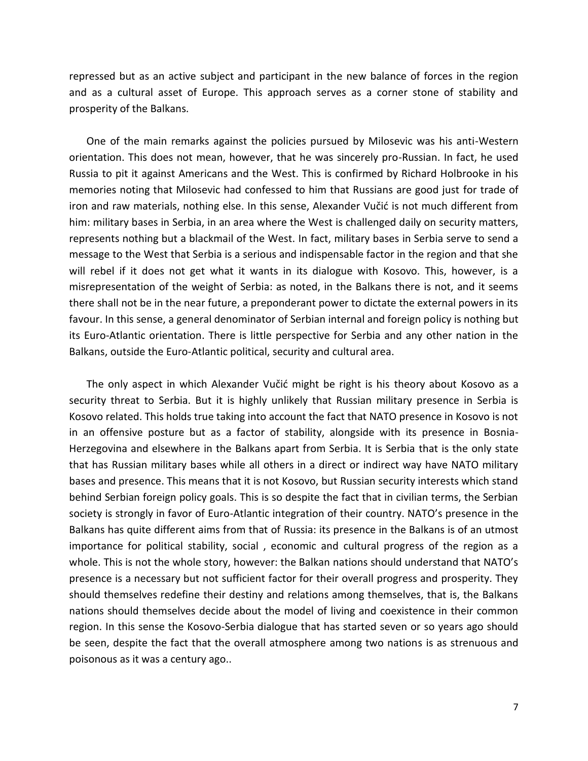repressed but as an active subject and participant in the new balance of forces in the region and as a cultural asset of Europe. This approach serves as a corner stone of stability and prosperity of the Balkans.

One of the main remarks against the policies pursued by Milosevic was his anti-Western orientation. This does not mean, however, that he was sincerely pro-Russian. In fact, he used Russia to pit it against Americans and the West. This is confirmed by Richard Holbrooke in his memories noting that Milosevic had confessed to him that Russians are good just for trade of iron and raw materials, nothing else. In this sense, Alexander Vučić is not much different from him: military bases in Serbia, in an area where the West is challenged daily on security matters, represents nothing but a blackmail of the West. In fact, military bases in Serbia serve to send a message to the West that Serbia is a serious and indispensable factor in the region and that she will rebel if it does not get what it wants in its dialogue with Kosovo. This, however, is a misrepresentation of the weight of Serbia: as noted, in the Balkans there is not, and it seems there shall not be in the near future, a preponderant power to dictate the external powers in its favour. In this sense, a general denominator of Serbian internal and foreign policy is nothing but its Euro-Atlantic orientation. There is little perspective for Serbia and any other nation in the Balkans, outside the Euro-Atlantic political, security and cultural area.

The only aspect in which Alexander Vučić might be right is his theory about Kosovo as a security threat to Serbia. But it is highly unlikely that Russian military presence in Serbia is Kosovo related. This holds true taking into account the fact that NATO presence in Kosovo is not in an offensive posture but as a factor of stability, alongside with its presence in Bosnia-Herzegovina and elsewhere in the Balkans apart from Serbia. It is Serbia that is the only state that has Russian military bases while all others in a direct or indirect way have NATO military bases and presence. This means that it is not Kosovo, but Russian security interests which stand behind Serbian foreign policy goals. This is so despite the fact that in civilian terms, the Serbian society is strongly in favor of Euro-Atlantic integration of their country. NATO's presence in the Balkans has quite different aims from that of Russia: its presence in the Balkans is of an utmost importance for political stability, social , economic and cultural progress of the region as a whole. This is not the whole story, however: the Balkan nations should understand that NATO's presence is a necessary but not sufficient factor for their overall progress and prosperity. They should themselves redefine their destiny and relations among themselves, that is, the Balkans nations should themselves decide about the model of living and coexistence in their common region. In this sense the Kosovo-Serbia dialogue that has started seven or so years ago should be seen, despite the fact that the overall atmosphere among two nations is as strenuous and poisonous as it was a century ago..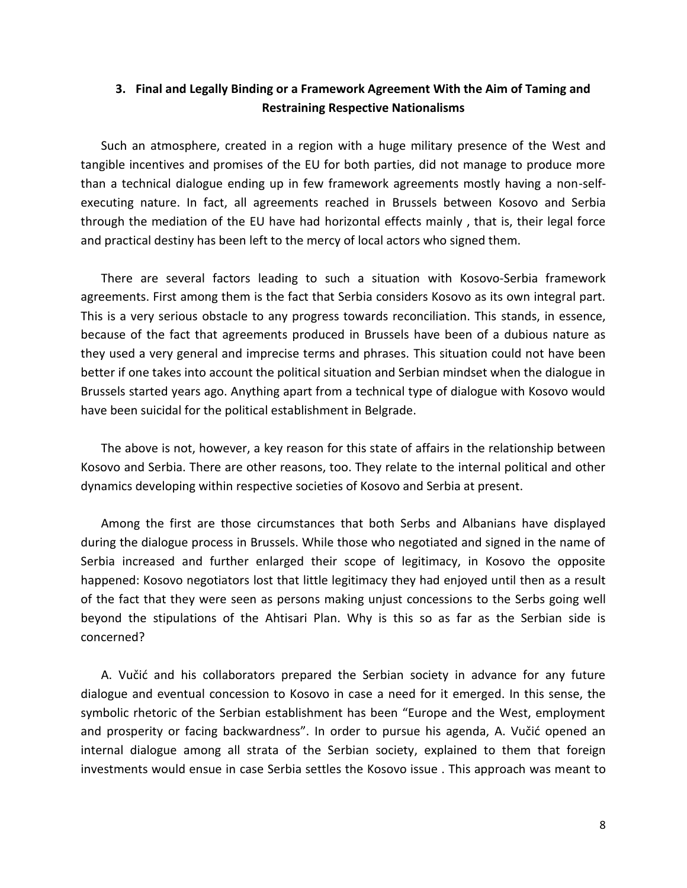## 3. Final and Legally Binding or a Framework Agreement With the Aim of Taming and Restraining Respective Nationalisms

Such an atmosphere, created in a region with a huge military presence of the West and tangible incentives and promises of the EU for both parties, did not manage to produce more than a technical dialogue ending up in few framework agreements mostly having a non-self-executing nature. In fact, all agreements reached in Brussels between Kosovo and Serbia through the mediation of the EU have had horizontal effects mainly , that is, their legal force and practical destiny has been left to the mercy of local actors who signed them.

There are several factors leading to such a situation with Kosovo-Serbia framework agreements. First among them is the fact that Serbia considers Kosovo as its own integral part. This is a very serious obstacle to any progress towards reconciliation. This stands, in essence, because of the fact that agreements produced in Brussels have been of a dubious nature as they used a very general and imprecise terms and phrases. This situation could not have been better if one takes into account the political situation and Serbian mindset when the dialogue in Brussels started years ago. Anything apart from a technical type of dialogue with Kosovo would have been suicidal for the political establishment in Belgrade.

The above is not, however, a key reason for this state of affairs in the relationship between Kosovo and Serbia. There are other reasons, too. They relate to the internal political and other dynamics developing within respective societies of Kosovo and Serbia at present.

Among the first are those circumstances that both Serbs and Albanians have displayed during the dialogue process in Brussels. While those who negotiated and signed in the name of Serbia increased and further enlarged their scope of legitimacy, in Kosovo the opposite happened: Kosovo negotiators lost that little legitimacy they had enjoyed until then as a result of the fact that they were seen as persons making unjust concessions to the Serbs going well beyond the stipulations of the Ahtisari Plan. Why is this so as far as the Serbian side is concerned?

A. Vučić and his collaborators prepared the Serbian society in advance for any future dialogue and eventual concession to Kosovo in case a need for it emerged. In this sense, the symbolic rhetoric of the Serbian establishment has been "Europe and the West, employment and prosperity or facing backwardness". In order to pursue his agenda, A. Vučić opened an internal dialogue among all strata of the Serbian society, explained to them that foreign investments would ensue in case Serbia settles the Kosovo issue . This approach was meant to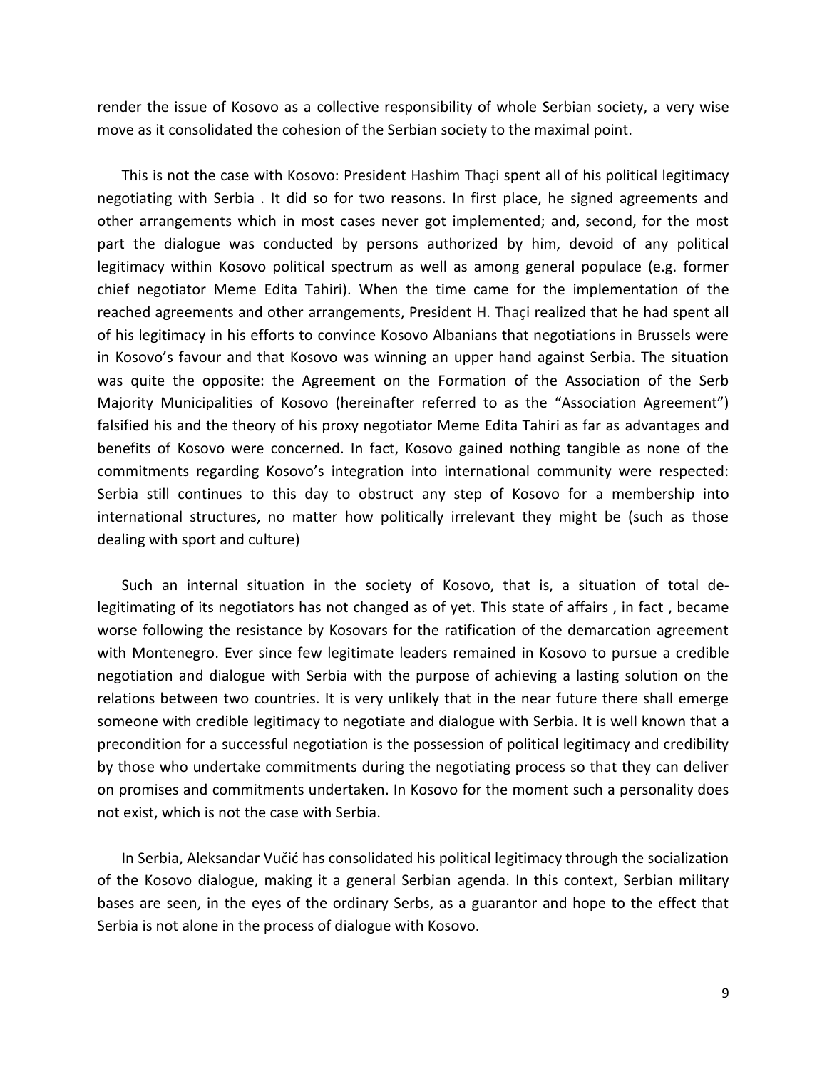render the issue of Kosovo as a collective responsibility of whole Serbian society, a very wise move as it consolidated the cohesion of the Serbian society to the maximal point.

This is not the case with Kosovo: President Hashim Thaçi spent all of his political legitimacy negotiating with Serbia . It did so for two reasons. In first place, he signed agreements and other arrangements which in most cases never got implemented; and, second, for the most part the dialogue was conducted by persons authorized by him, devoid of any political legitimacy within Kosovo political spectrum as well as among general populace (e.g. former chief negotiator Meme Edita Tahiri). When the time came for the implementation of the reached agreements and other arrangements, President H. Thaçi realized that he had spent all of his legitimacy in his efforts to convince Kosovo Albanians that negotiations in Brussels were in Kosovo's favour and that Kosovo was winning an upper hand against Serbia. The situation was quite the opposite: the Agreement on the Formation of the Association of the Serb Majority Municipalities of Kosovo (hereinafter referred to as the "Association Agreement") falsified his and the theory of his proxy negotiator Meme Edita Tahiri as far as advantages and benefits of Kosovo were concerned. In fact, Kosovo gained nothing tangible as none of the commitments regarding Kosovo's integration into international community were respected: Serbia still continues to this day to obstruct any step of Kosovo for a membership into international structures, no matter how politically irrelevant they might be (such as those dealing with sport and culture)

Such an internal situation in the society of Kosovo, that is, a situation of total de-legitimating of its negotiators has not changed as of yet. This state of affairs , in fact , became worse following the resistance by Kosovars for the ratification of the demarcation agreement with Montenegro. Ever since few legitimate leaders remained in Kosovo to pursue a credible negotiation and dialogue with Serbia with the purpose of achieving a lasting solution on the relations between two countries. It is very unlikely that in the near future there shall emerge someone with credible legitimacy to negotiate and dialogue with Serbia. It is well known that a precondition for a successful negotiation is the possession of political legitimacy and credibility by those who undertake commitments during the negotiating process so that they can deliver on promises and commitments undertaken. In Kosovo for the moment such a personality does not exist, which is not the case with Serbia.

In Serbia, Aleksandar Vučić has consolidated his political legitimacy through the socialization of the Kosovo dialogue, making it a general Serbian agenda. In this context, Serbian military bases are seen, in the eyes of the ordinary Serbs, as a guarantor and hope to the effect that Serbia is not alone in the process of dialogue with Kosovo.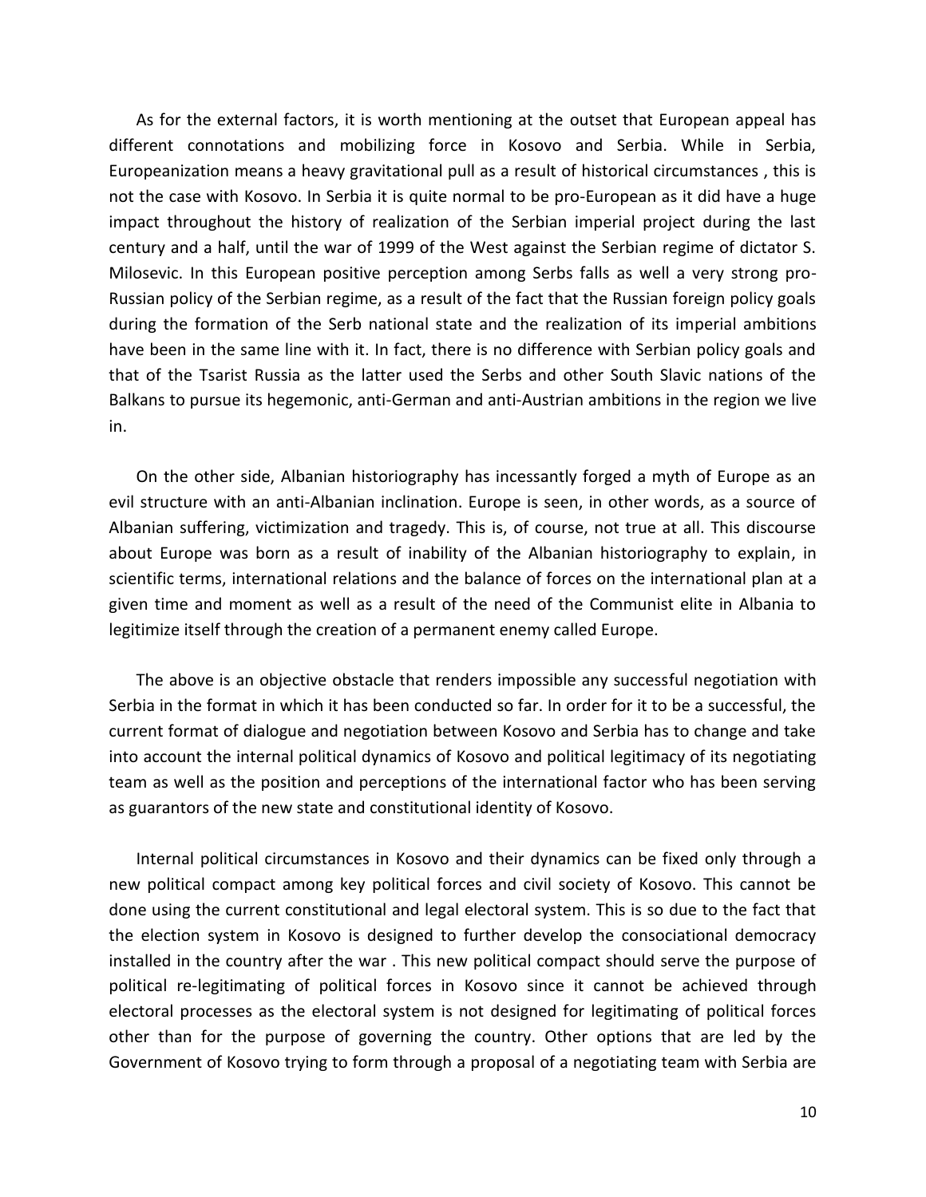As for the external factors, it is worth mentioning at the outset that European appeal has different connotations and mobilizing force in Kosovo and Serbia. While in Serbia, Europeanization means a heavy gravitational pull as a result of historical circumstances , this is not the case with Kosovo. In Serbia it is quite normal to be pro-European as it did have a huge impact throughout the history of realization of the Serbian imperial project during the last century and a half, until the war of 1999 of the West against the Serbian regime of dictator S. Milosevic. In this European positive perception among Serbs falls as well a very strong pro-Russian policy of the Serbian regime, as a result of the fact that the Russian foreign policy goals during the formation of the Serb national state and the realization of its imperial ambitions have been in the same line with it. In fact, there is no difference with Serbian policy goals and that of the Tsarist Russia as the latter used the Serbs and other South Slavic nations of the Balkans to pursue its hegemonic, anti-German and anti-Austrian ambitions in the region we live in.

On the other side, Albanian historiography has incessantly forged a myth of Europe as an evil structure with an anti-Albanian inclination. Europe is seen, in other words, as a source of Albanian suffering, victimization and tragedy. This is, of course, not true at all. This discourse about Europe was born as a result of inability of the Albanian historiography to explain, in scientific terms, international relations and the balance of forces on the international plan at a given time and moment as well as a result of the need of the Communist elite in Albania to legitimize itself through the creation of a permanent enemy called Europe.

The above is an objective obstacle that renders impossible any successful negotiation with Serbia in the format in which it has been conducted so far. In order for it to be a successful, the current format of dialogue and negotiation between Kosovo and Serbia has to change and take into account the internal political dynamics of Kosovo and political legitimacy of its negotiating team as well as the position and perceptions of the international factor who has been serving as guarantors of the new state and constitutional identity of Kosovo.

Internal political circumstances in Kosovo and their dynamics can be fixed only through a new political compact among key political forces and civil society of Kosovo. This cannot be done using the current constitutional and legal electoral system. This is so due to the fact that the election system in Kosovo is designed to further develop the consociational democracy installed in the country after the war . This new political compact should serve the purpose of political re-legitimating of political forces in Kosovo since it cannot be achieved through electoral processes as the electoral system is not designed for legitimating of political forces other than for the purpose of governing the country. Other options that are led by the Government of Kosovo trying to form through a proposal of a negotiating team with Serbia are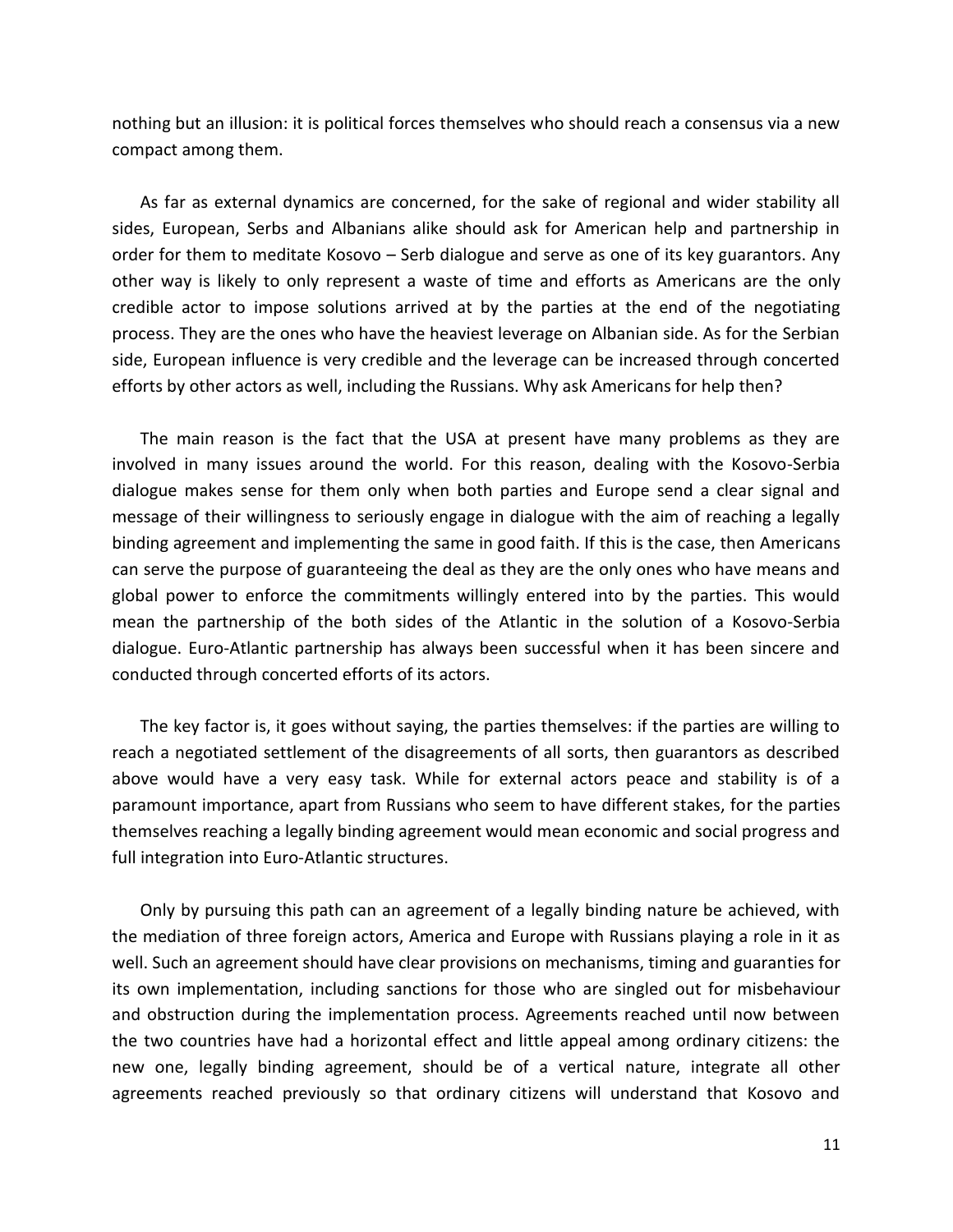nothing but an illusion: it is political forces themselves who should reach a consensus via a new compact among them.

As far as external dynamics are concerned, for the sake of regional and wider stability all sides, European, Serbs and Albanians alike should ask for American help and partnership in order for them to meditate Kosovo – Serb dialogue and serve as one of its key guarantors. Any other way is likely to only represent a waste of time and efforts as Americans are the only credible actor to impose solutions arrived at by the parties at the end of the negotiating process. They are the ones who have the heaviest leverage on Albanian side. As for the Serbian side, European influence is very credible and the leverage can be increased through concerted efforts by other actors as well, including the Russians. Why ask Americans for help then?

The main reason is the fact that the USA at present have many problems as they are involved in many issues around the world. For this reason, dealing with the Kosovo-Serbia dialogue makes sense for them only when both parties and Europe send a clear signal and message of their willingness to seriously engage in dialogue with the aim of reaching a legally binding agreement and implementing the same in good faith. If this is the case, then Americans can serve the purpose of guaranteeing the deal as they are the only ones who have means and global power to enforce the commitments willingly entered into by the parties. This would mean the partnership of the both sides of the Atlantic in the solution of a Kosovo-Serbia dialogue. Euro-Atlantic partnership has always been successful when it has been sincere and conducted through concerted efforts of its actors.

The key factor is, it goes without saying, the parties themselves: if the parties are willing to reach a negotiated settlement of the disagreements of all sorts, then guarantors as described above would have a very easy task. While for external actors peace and stability is of a paramount importance, apart from Russians who seem to have different stakes, for the parties themselves reaching a legally binding agreement would mean economic and social progress and full integration into Euro-Atlantic structures.

Only by pursuing this path can an agreement of a legally binding nature be achieved, with the mediation of three foreign actors, America and Europe with Russians playing a role in it as well. Such an agreement should have clear provisions on mechanisms, timing and guaranties for its own implementation, including sanctions for those who are singled out for misbehaviour and obstruction during the implementation process. Agreements reached until now between the two countries have had a horizontal effect and little appeal among ordinary citizens: the new one, legally binding agreement, should be of a vertical nature, integrate all other agreements reached previously so that ordinary citizens will understand that Kosovo and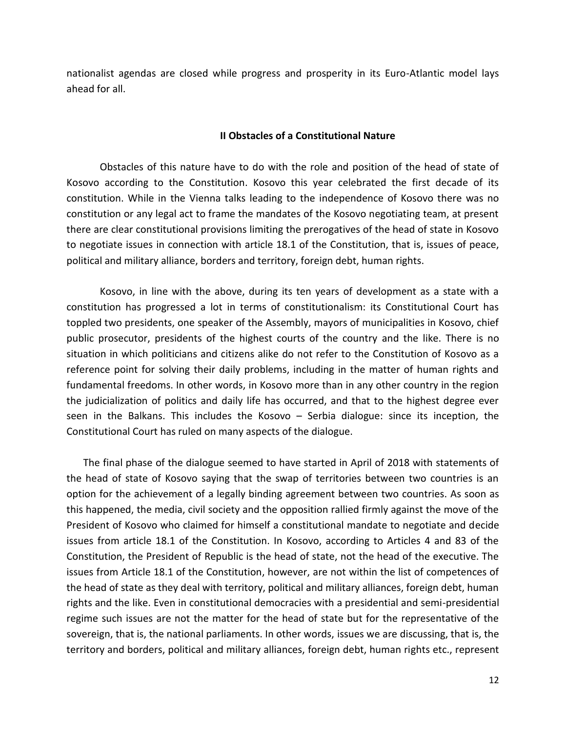nationalist agendas are closed while progress and prosperity in its Euro-Atlantic model lays ahead for all.

## II Obstacles of a Constitutional Nature

Obstacles of this nature have to do with the role and position of the head of state of Kosovo according to the Constitution. Kosovo this year celebrated the first decade of its constitution. While in the Vienna talks leading to the independence of Kosovo there was no constitution or any legal act to frame the mandates of the Kosovo negotiating team, at present there are clear constitutional provisions limiting the prerogatives of the head of state in Kosovo to negotiate issues in connection with article 18.1 of the Constitution, that is, issues of peace, political and military alliance, borders and territory, foreign debt, human rights.

Kosovo, in line with the above, during its ten years of development as a state with a constitution has progressed a lot in terms of constitutionalism: its Constitutional Court has toppled two presidents, one speaker of the Assembly, mayors of municipalities in Kosovo, chief public prosecutor, presidents of the highest courts of the country and the like. There is no situation in which politicians and citizens alike do not refer to the Constitution of Kosovo as a reference point for solving their daily problems, including in the matter of human rights and fundamental freedoms. In other words, in Kosovo more than in any other country in the region the judicialization of politics and daily life has occurred, and that to the highest degree ever seen in the Balkans. This includes the Kosovo – Serbia dialogue: since its inception, the Constitutional Court has ruled on many aspects of the dialogue.

The final phase of the dialogue seemed to have started in April of 2018 with statements of the head of state of Kosovo saying that the swap of territories between two countries is an option for the achievement of a legally binding agreement between two countries. As soon as this happened, the media, civil society and the opposition rallied firmly against the move of the President of Kosovo who claimed for himself a constitutional mandate to negotiate and decide issues from article 18.1 of the Constitution. In Kosovo, according to Articles 4 and 83 of the Constitution, the President of Republic is the head of state, not the head of the executive. The issues from Article 18.1 of the Constitution, however, are not within the list of competences of the head of state as they deal with territory, political and military alliances, foreign debt, human rights and the like. Even in constitutional democracies with a presidential and semi-presidential regime such issues are not the matter for the head of state but for the representative of the sovereign, that is, the national parliaments. In other words, issues we are discussing, that is, the territory and borders, political and military alliances, foreign debt, human rights etc., represent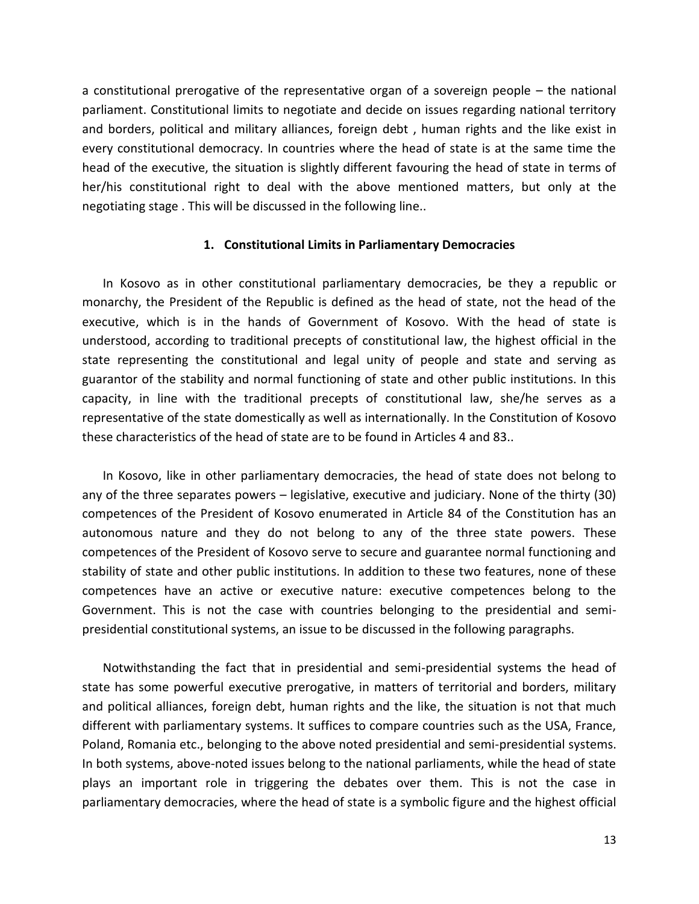a constitutional prerogative of the representative organ of a sovereign people – the national parliament. Constitutional limits to negotiate and decide on issues regarding national territory and borders, political and military alliances, foreign debt , human rights and the like exist in every constitutional democracy. In countries where the head of state is at the same time the head of the executive, the situation is slightly different favouring the head of state in terms of her/his constitutional right to deal with the above mentioned matters, but only at the negotiating stage . This will be discussed in the following line..

## 1. Constitutional Limits in Parliamentary Democracies

In Kosovo as in other constitutional parliamentary democracies, be they a republic or monarchy, the President of the Republic is defined as the head of state, not the head of the executive, which is in the hands of Government of Kosovo. With the head of state is understood, according to traditional precepts of constitutional law, the highest official in the state representing the constitutional and legal unity of people and state and serving as guarantor of the stability and normal functioning of state and other public institutions. In this capacity, in line with the traditional precepts of constitutional law, she/he serves as a representative of the state domestically as well as internationally. In the Constitution of Kosovo these characteristics of the head of state are to be found in Articles 4 and 83..

In Kosovo, like in other parliamentary democracies, the head of state does not belong to any of the three separates powers – legislative, executive and judiciary. None of the thirty (30) competences of the President of Kosovo enumerated in Article 84 of the Constitution has an autonomous nature and they do not belong to any of the three state powers. These competences of the President of Kosovo serve to secure and guarantee normal functioning and stability of state and other public institutions. In addition to these two features, none of these competences have an active or executive nature: executive competences belong to the Government. This is not the case with countries belonging to the presidential and semi-presidential constitutional systems, an issue to be discussed in the following paragraphs.

Notwithstanding the fact that in presidential and semi-presidential systems the head of state has some powerful executive prerogative, in matters of territorial and borders, military and political alliances, foreign debt, human rights and the like, the situation is not that much different with parliamentary systems. It suffices to compare countries such as the USA, France, Poland, Romania etc., belonging to the above noted presidential and semi-presidential systems. In both systems, above-noted issues belong to the national parliaments, while the head of state plays an important role in triggering the debates over them. This is not the case in parliamentary democracies, where the head of state is a symbolic figure and the highest official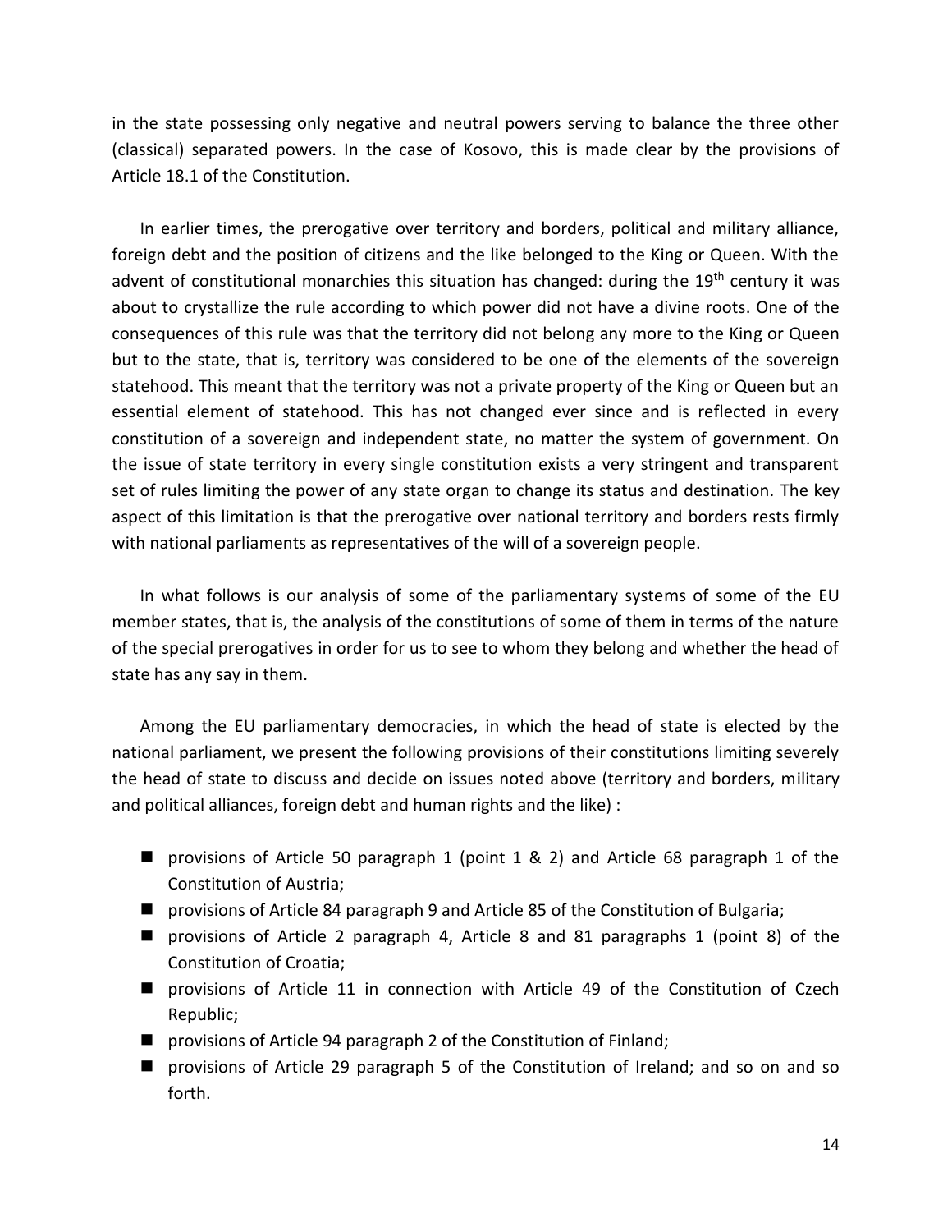in the state possessing only negative and neutral powers serving to balance the three other (classical) separated powers. In the case of Kosovo, this is made clear by the provisions of Article 18.1 of the Constitution.

In earlier times, the prerogative over territory and borders, political and military alliance, foreign debt and the position of citizens and the like belonged to the King or Queen. With the advent of constitutional monarchies this situation has changed: during the 19th century it was about to crystallize the rule according to which power did not have a divine roots. One of the consequences of this rule was that the territory did not belong any more to the King or Queen but to the state, that is, territory was considered to be one of the elements of the sovereign statehood. This meant that the territory was not a private property of the King or Queen but an essential element of statehood. This has not changed ever since and is reflected in every constitution of a sovereign and independent state, no matter the system of government. On the issue of state territory in every single constitution exists a very stringent and transparent set of rules limiting the power of any state organ to change its status and destination. The key aspect of this limitation is that the prerogative over national territory and borders rests firmly with national parliaments as representatives of the will of a sovereign people.

In what follows is our analysis of some of the parliamentary systems of some of the EU member states, that is, the analysis of the constitutions of some of them in terms of the nature of the special prerogatives in order for us to see to whom they belong and whether the head of state has any say in them.

Among the EU parliamentary democracies, in which the head of state is elected by the national parliament, we present the following provisions of their constitutions limiting severely the head of state to discuss and decide on issues noted above (territory and borders, military and political alliances, foreign debt and human rights and the like) :

- provisions of Article 50 paragraph 1 (point 1 & 2) and Article 68 paragraph 1 of the Constitution of Austria;
- provisions of Article 84 paragraph 9 and Article 85 of the Constitution of Bulgaria;
- provisions of Article 2 paragraph 4, Article 8 and 81 paragraphs 1 (point 8) of the Constitution of Croatia;
- provisions of Article 11 in connection with Article 49 of the Constitution of Czech Republic;
- provisions of Article 94 paragraph 2 of the Constitution of Finland;
- provisions of Article 29 paragraph 5 of the Constitution of Ireland; and so on and so forth.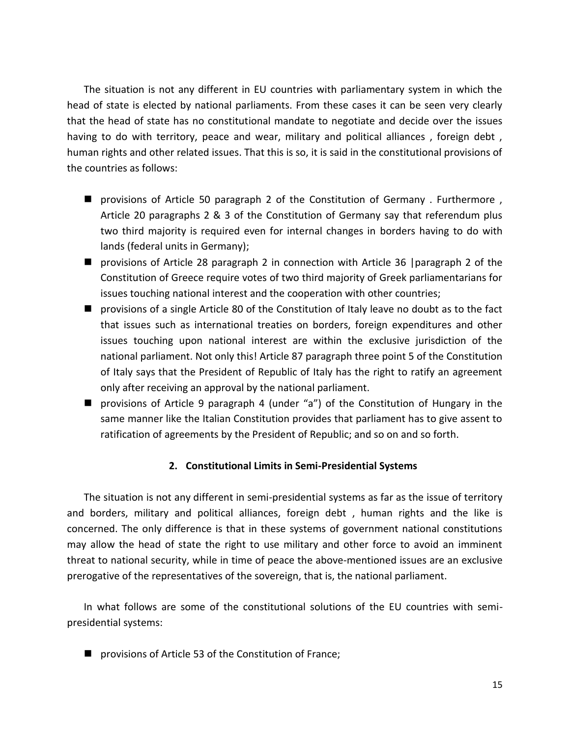The situation is not any different in EU countries with parliamentary system in which the head of state is elected by national parliaments. From these cases it can be seen very clearly that the head of state has no constitutional mandate to negotiate and decide over the issues having to do with territory, peace and wear, military and political alliances , foreign debt , human rights and other related issues. That this is so, it is said in the constitutional provisions of the countries as follows:

- provisions of Article 50 paragraph 2 of the Constitution of Germany . Furthermore , Article 20 paragraphs 2 & 3 of the Constitution of Germany say that referendum plus two third majority is required even for internal changes in borders having to do with lands (federal units in Germany);
- provisions of Article 28 paragraph 2 in connection with Article 36 |paragraph 2 of the Constitution of Greece require votes of two third majority of Greek parliamentarians for issues touching national interest and the cooperation with other countries;
- provisions of a single Article 80 of the Constitution of Italy leave no doubt as to the fact that issues such as international treaties on borders, foreign expenditures and other issues touching upon national interest are within the exclusive jurisdiction of the national parliament. Not only this! Article 87 paragraph three point 5 of the Constitution of Italy says that the President of Republic of Italy has the right to ratify an agreement only after receiving an approval by the national parliament.
- provisions of Article 9 paragraph 4 (under "a") of the Constitution of Hungary in the same manner like the Italian Constitution provides that parliament has to give assent to ratification of agreements by the President of Republic; and so on and so forth.

## 2. Constitutional Limits in Semi-Presidential Systems

The situation is not any different in semi-presidential systems as far as the issue of territory and borders, military and political alliances, foreign debt , human rights and the like is concerned. The only difference is that in these systems of government national constitutions may allow the head of state the right to use military and other force to avoid an imminent threat to national security, while in time of peace the above-mentioned issues are an exclusive prerogative of the representatives of the sovereign, that is, the national parliament.

In what follows are some of the constitutional solutions of the EU countries with semi-presidential systems:

- provisions of Article 53 of the Constitution of France;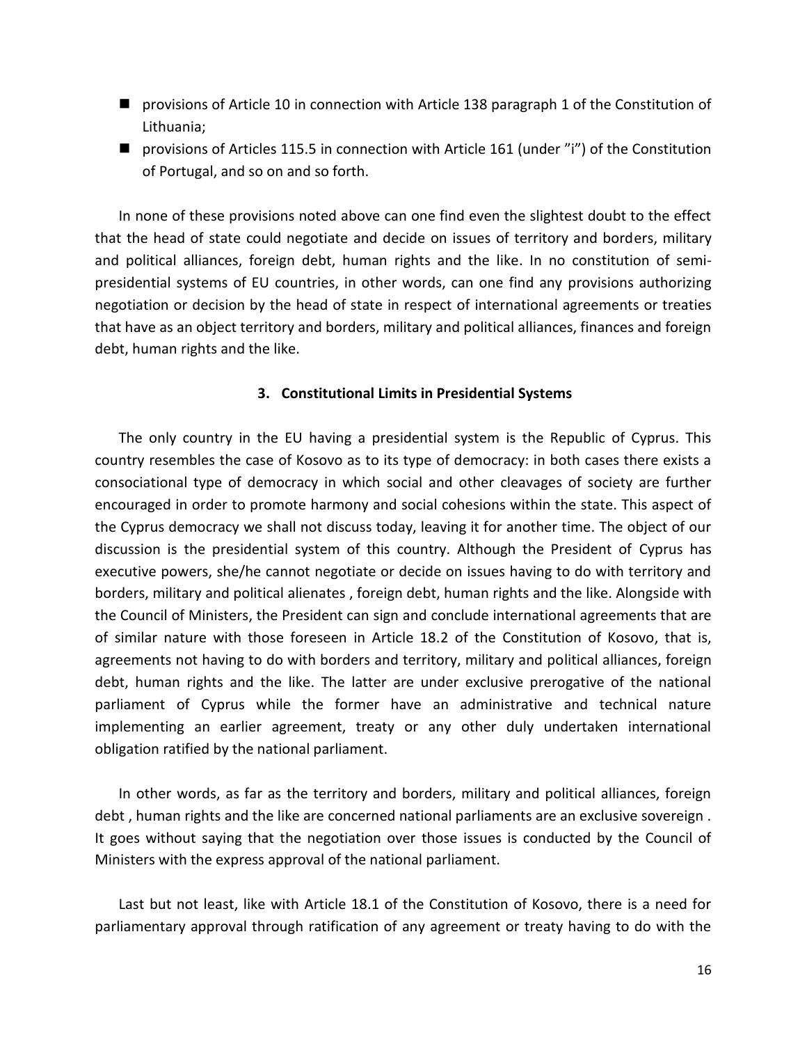- provisions of Article 10 in connection with Article 138 paragraph 1 of the Constitution of Lithuania;
- provisions of Articles 115.5 in connection with Article 161 (under "i") of the Constitution of Portugal, and so on and so forth.

In none of these provisions noted above can one find even the slightest doubt to the effect that the head of state could negotiate and decide on issues of territory and borders, military and political alliances, foreign debt, human rights and the like. In no constitution of semi-presidential systems of EU countries, in other words, can one find any provisions authorizing negotiation or decision by the head of state in respect of international agreements or treaties that have as an object territory and borders, military and political alliances, finances and foreign debt, human rights and the like.

### 3. Constitutional Limits in Presidential Systems

The only country in the EU having a presidential system is the Republic of Cyprus. This country resembles the case of Kosovo as to its type of democracy: in both cases there exists a consociational type of democracy in which social and other cleavages of society are further encouraged in order to promote harmony and social cohesions within the state. This aspect of the Cyprus democracy we shall not discuss today, leaving it for another time. The object of our discussion is the presidential system of this country. Although the President of Cyprus has executive powers, she/he cannot negotiate or decide on issues having to do with territory and borders, military and political alienates , foreign debt, human rights and the like. Alongside with the Council of Ministers, the President can sign and conclude international agreements that are of similar nature with those foreseen in Article 18.2 of the Constitution of Kosovo, that is, agreements not having to do with borders and territory, military and political alliances, foreign debt, human rights and the like. The latter are under exclusive prerogative of the national parliament of Cyprus while the former have an administrative and technical nature implementing an earlier agreement, treaty or any other duly undertaken international obligation ratified by the national parliament.

In other words, as far as the territory and borders, military and political alliances, foreign debt , human rights and the like are concerned national parliaments are an exclusive sovereign . It goes without saying that the negotiation over those issues is conducted by the Council of Ministers with the express approval of the national parliament.

Last but not least, like with Article 18.1 of the Constitution of Kosovo, there is a need for parliamentary approval through ratification of any agreement or treaty having to do with the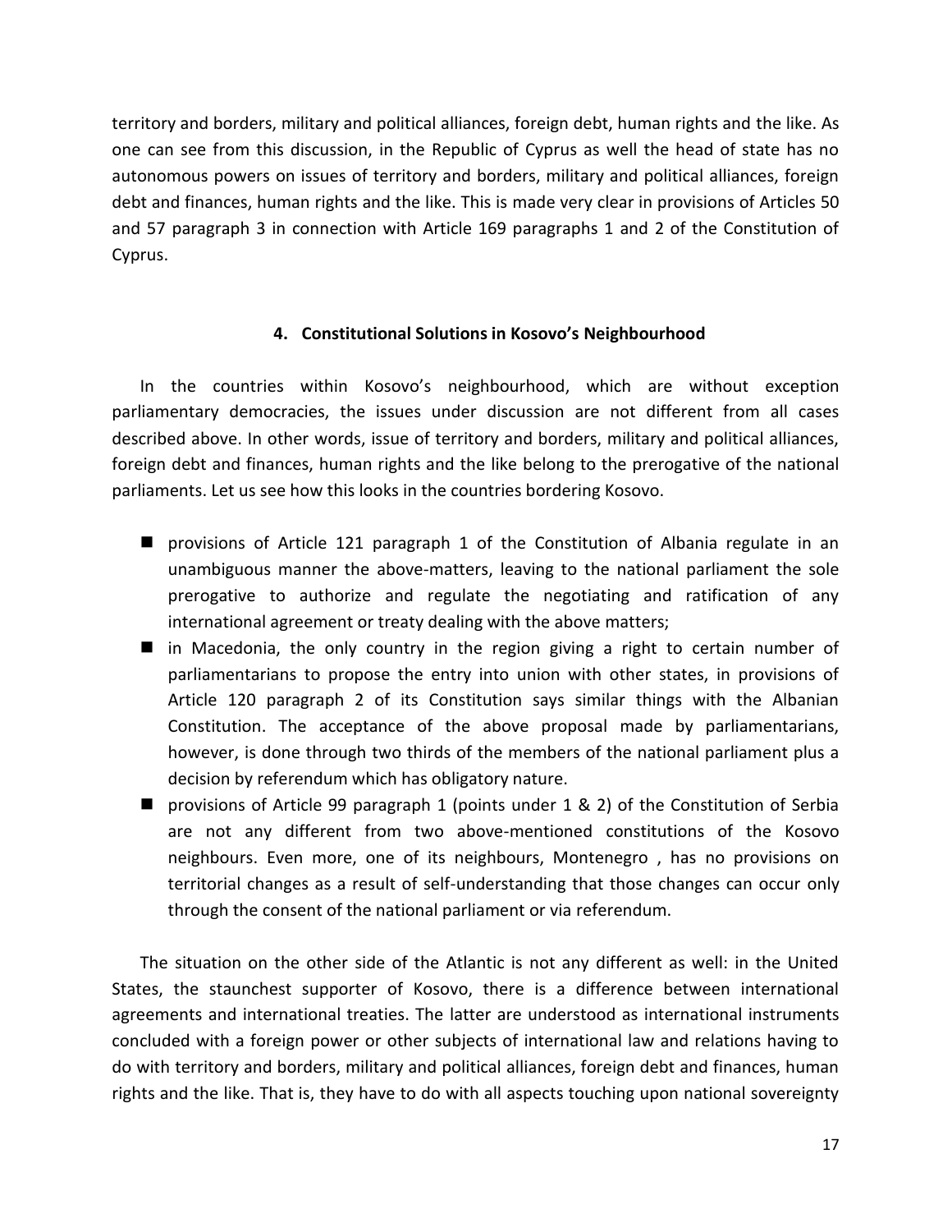territory and borders, military and political alliances, foreign debt, human rights and the like. As one can see from this discussion, in the Republic of Cyprus as well the head of state has no autonomous powers on issues of territory and borders, military and political alliances, foreign debt and finances, human rights and the like. This is made very clear in provisions of Articles 50 and 57 paragraph 3 in connection with Article 169 paragraphs 1 and 2 of the Constitution of Cyprus.

## 4. Constitutional Solutions in Kosovo's Neighbourhood

In the countries within Kosovo's neighbourhood, which are without exception parliamentary democracies, the issues under discussion are not different from all cases described above. In other words, issue of territory and borders, military and political alliances, foreign debt and finances, human rights and the like belong to the prerogative of the national parliaments. Let us see how this looks in the countries bordering Kosovo.

- provisions of Article 121 paragraph 1 of the Constitution of Albania regulate in an unambiguous manner the above-matters, leaving to the national parliament the sole prerogative to authorize and regulate the negotiating and ratification of any international agreement or treaty dealing with the above matters;
- in Macedonia, the only country in the region giving a right to certain number of parliamentarians to propose the entry into union with other states, in provisions of Article 120 paragraph 2 of its Constitution says similar things with the Albanian Constitution. The acceptance of the above proposal made by parliamentarians, however, is done through two thirds of the members of the national parliament plus a decision by referendum which has obligatory nature.
- provisions of Article 99 paragraph 1 (points under 1 & 2) of the Constitution of Serbia are not any different from two above-mentioned constitutions of the Kosovo neighbours. Even more, one of its neighbours, Montenegro , has no provisions on territorial changes as a result of self-understanding that those changes can occur only through the consent of the national parliament or via referendum.

The situation on the other side of the Atlantic is not any different as well: in the United States, the staunchest supporter of Kosovo, there is a difference between international agreements and international treaties. The latter are understood as international instruments concluded with a foreign power or other subjects of international law and relations having to do with territory and borders, military and political alliances, foreign debt and finances, human rights and the like. That is, they have to do with all aspects touching upon national sovereignty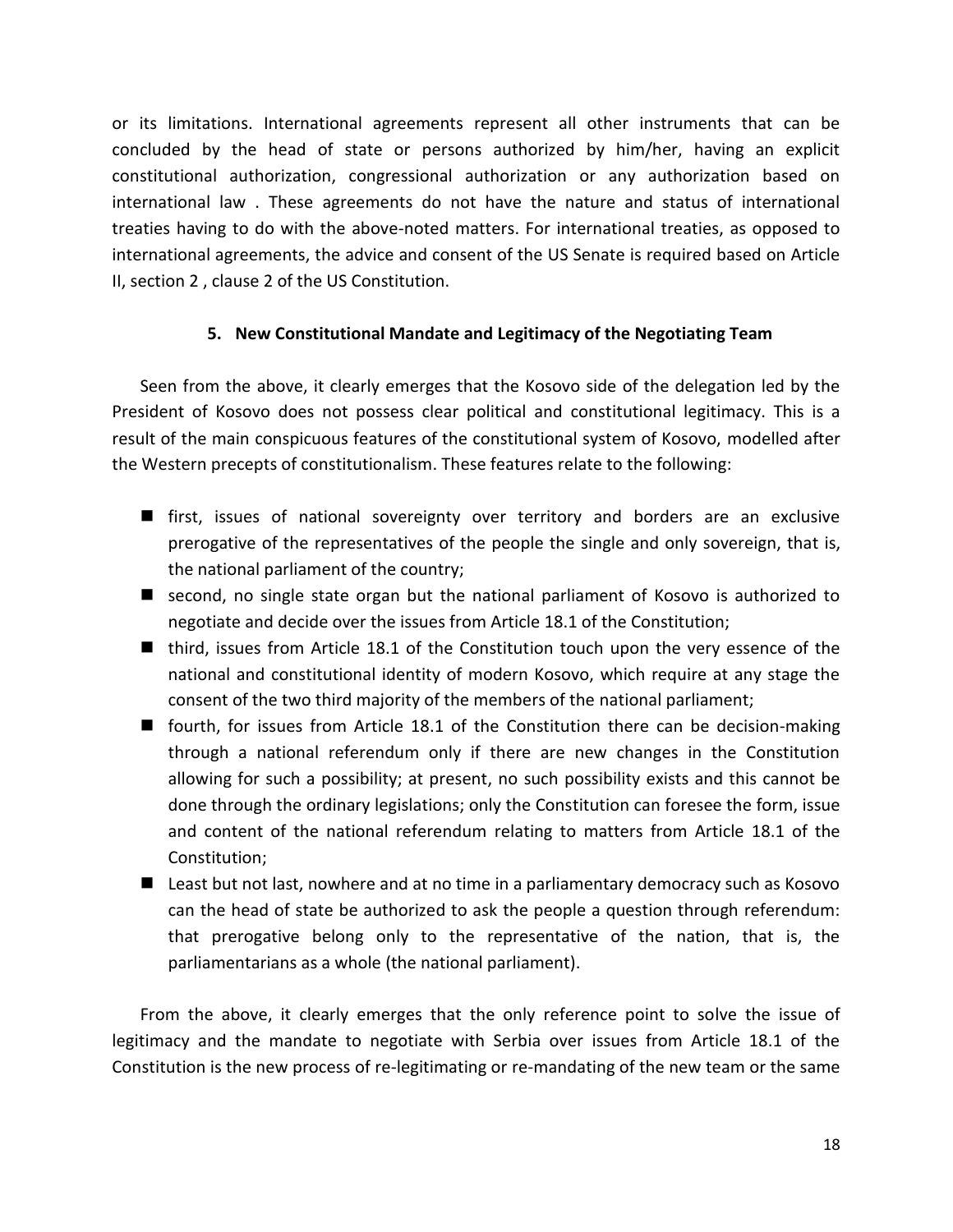or its limitations. International agreements represent all other instruments that can be concluded by the head of state or persons authorized by him/her, having an explicit constitutional authorization, congressional authorization or any authorization based on international law . These agreements do not have the nature and status of international treaties having to do with the above-noted matters. For international treaties, as opposed to international agreements, the advice and consent of the US Senate is required based on Article II, section 2 , clause 2 of the US Constitution.

## 5. New Constitutional Mandate and Legitimacy of the Negotiating Team

Seen from the above, it clearly emerges that the Kosovo side of the delegation led by the President of Kosovo does not possess clear political and constitutional legitimacy. This is a result of the main conspicuous features of the constitutional system of Kosovo, modelled after the Western precepts of constitutionalism. These features relate to the following:

- first, issues of national sovereignty over territory and borders are an exclusive prerogative of the representatives of the people the single and only sovereign, that is, the national parliament of the country;
- second, no single state organ but the national parliament of Kosovo is authorized to negotiate and decide over the issues from Article 18.1 of the Constitution;
- third, issues from Article 18.1 of the Constitution touch upon the very essence of the national and constitutional identity of modern Kosovo, which require at any stage the consent of the two third majority of the members of the national parliament;
- fourth, for issues from Article 18.1 of the Constitution there can be decision-making through a national referendum only if there are new changes in the Constitution allowing for such a possibility; at present, no such possibility exists and this cannot be done through the ordinary legislations; only the Constitution can foresee the form, issue and content of the national referendum relating to matters from Article 18.1 of the Constitution;
- Least but not last, nowhere and at no time in a parliamentary democracy such as Kosovo can the head of state be authorized to ask the people a question through referendum: that prerogative belong only to the representative of the nation, that is, the parliamentarians as a whole (the national parliament).

From the above, it clearly emerges that the only reference point to solve the issue of legitimacy and the mandate to negotiate with Serbia over issues from Article 18.1 of the Constitution is the new process of re-legitimating or re-mandating of the new team or the same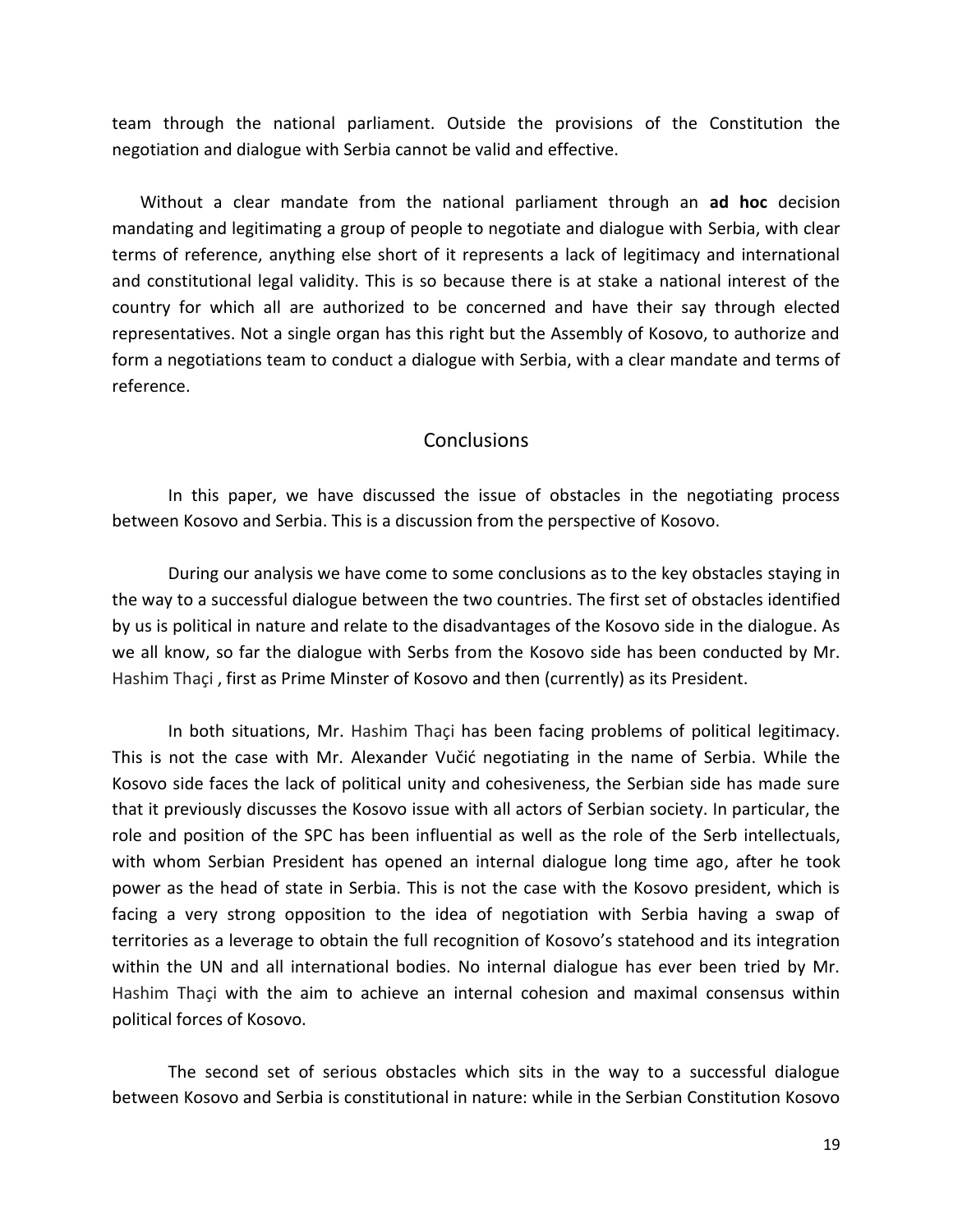team through the national parliament. Outside the provisions of the Constitution the negotiation and dialogue with Serbia cannot be valid and effective.

Without a clear mandate from the national parliament through an **ad hoc** decision mandating and legitimating a group of people to negotiate and dialogue with Serbia, with clear terms of reference, anything else short of it represents a lack of legitimacy and international and constitutional legal validity. This is so because there is at stake a national interest of the country for which all are authorized to be concerned and have their say through elected representatives. Not a single organ has this right but the Assembly of Kosovo, to authorize and form a negotiations team to conduct a dialogue with Serbia, with a clear mandate and terms of reference.

## Conclusions

In this paper, we have discussed the issue of obstacles in the negotiating process between Kosovo and Serbia. This is a discussion from the perspective of Kosovo.

During our analysis we have come to some conclusions as to the key obstacles staying in the way to a successful dialogue between the two countries. The first set of obstacles identified by us is political in nature and relate to the disadvantages of the Kosovo side in the dialogue. As we all know, so far the dialogue with Serbs from the Kosovo side has been conducted by Mr. Hashim Thaçi , first as Prime Minster of Kosovo and then (currently) as its President.

In both situations, Mr. Hashim Thaçi has been facing problems of political legitimacy. This is not the case with Mr. Alexander Vučić negotiating in the name of Serbia. While the Kosovo side faces the lack of political unity and cohesiveness, the Serbian side has made sure that it previously discusses the Kosovo issue with all actors of Serbian society. In particular, the role and position of the SPC has been influential as well as the role of the Serb intellectuals, with whom Serbian President has opened an internal dialogue long time ago, after he took power as the head of state in Serbia. This is not the case with the Kosovo president, which is facing a very strong opposition to the idea of negotiation with Serbia having a swap of territories as a leverage to obtain the full recognition of Kosovo's statehood and its integration within the UN and all international bodies. No internal dialogue has ever been tried by Mr. Hashim Thaçi with the aim to achieve an internal cohesion and maximal consensus within political forces of Kosovo.

The second set of serious obstacles which sits in the way to a successful dialogue between Kosovo and Serbia is constitutional in nature: while in the Serbian Constitution Kosovo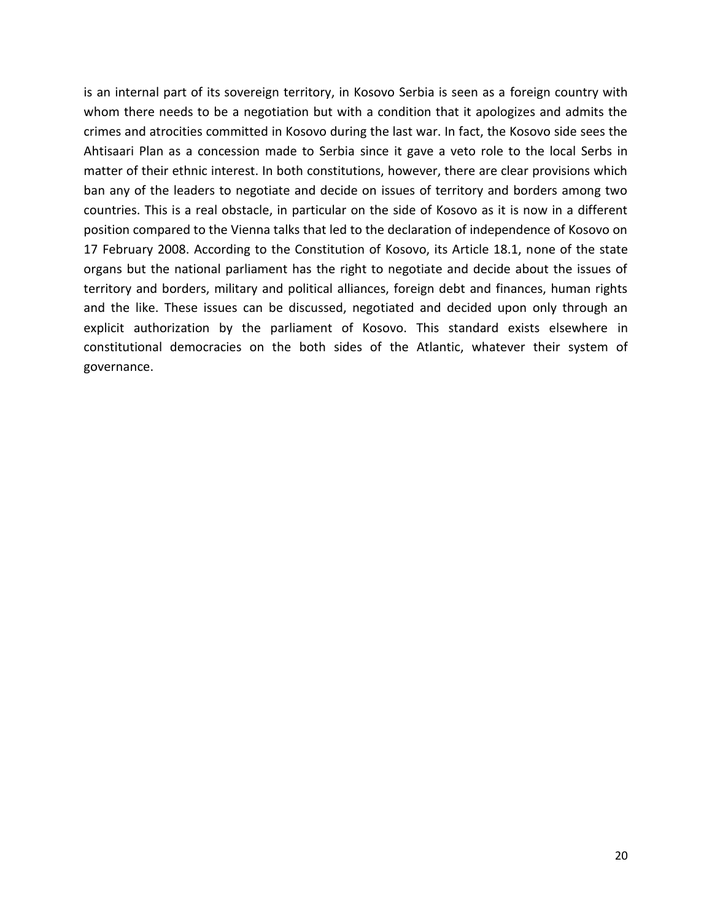is an internal part of its sovereign territory, in Kosovo Serbia is seen as a foreign country with whom there needs to be a negotiation but with a condition that it apologizes and admits the crimes and atrocities committed in Kosovo during the last war. In fact, the Kosovo side sees the Ahtisaari Plan as a concession made to Serbia since it gave a veto role to the local Serbs in matter of their ethnic interest. In both constitutions, however, there are clear provisions which ban any of the leaders to negotiate and decide on issues of territory and borders among two countries. This is a real obstacle, in particular on the side of Kosovo as it is now in a different position compared to the Vienna talks that led to the declaration of independence of Kosovo on 17 February 2008. According to the Constitution of Kosovo, its Article 18.1, none of the state organs but the national parliament has the right to negotiate and decide about the issues of territory and borders, military and political alliances, foreign debt and finances, human rights and the like. These issues can be discussed, negotiated and decided upon only through an explicit authorization by the parliament of Kosovo. This standard exists elsewhere in constitutional democracies on the both sides of the Atlantic, whatever their system of governance.